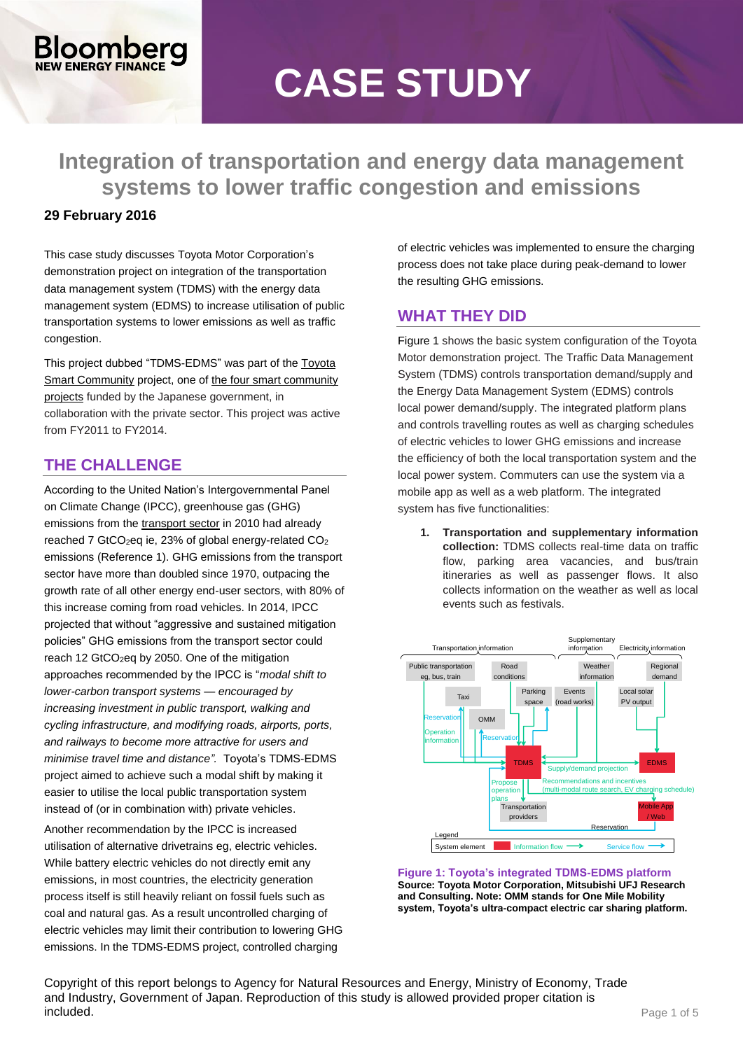# CASE STUDY

## Integration of transportation and energy data management systems to lower traffic congestion and emissions

**29 February 2016**

This case study discusses Toyota Motor Corporation's demonstration project on integration of the transportation data management system (TDMS) with the energy data management system (EDMS) to increase utilisation of public transportation systems to lower emissions as well as traffic congestion.

This project dubbed "TDMS-EDMS" was part of the Toyota Smart Community project, one of the four smart community projects funded by the Japanese government, in collaboration with the private sector. This project was active from FY2011 to FY2014.

## THE CHALLENGE

According to the United Nation's Intergovernmental Panel on Climate Change (IPCC), greenhouse gas (GHG) emissions from the transport sector in 2010 had already reached 7 $GtCO_2eq$ ie, 23% of global energy-related $CO_2$ emissions (Reference 1). GHG emissions from the transport sector have more than doubled since 1970, outpacing the growth rate of all other energy end-user sectors, with 80% of this increase coming from road vehicles. In 2014, IPCC projected that without "aggressive and sustained mitigation policies" GHG emissions from the transport sector could reach 12 $GtCO_2eq$ by 2050. One of the mitigation approaches recommended by the IPCC is "*modal shift to lower-carbon transport systems — encouraged by increasing investment in public transport, walking and cycling infrastructure, and modifying roads, airports, ports, and railways to become more attractive for users and minimise travel time and distance".* Toyota's TDMS-EDMS project aimed to achieve such a modal shift by making it easier to utilise the local public transportation system instead of (or in combination with) private vehicles.

Another recommendation by the IPCC is increased utilisation of alternative drivetrains eg, electric vehicles. While battery electric vehicles do not directly emit any emissions, in most countries, the electricity generation process itself is still heavily reliant on fossil fuels such as coal and natural gas. As a result uncontrolled charging of electric vehicles may limit their contribution to lowering GHG emissions. In the TDMS-EDMS project, controlled charging of electric vehicles was implemented to ensure the charging process does not take place during peak-demand to lower the resulting GHG emissions.

## WHAT THEY DID

Figure 1 shows the basic system configuration of the Toyota Motor demonstration project. The Traffic Data Management System (TDMS) controls transportation demand/supply and the Energy Data Management System (EDMS) controls local power demand/supply. The integrated platform plans and controls travelling routes as well as charging schedules of electric vehicles to lower GHG emissions and increase the efficiency of both the local transportation system and the local power system. Commuters can use the system via a mobile app as well as a web platform. The integrated system has five functionalities:

1. **Transportation and supplementary information collection:** TDMS collects real-time data on traffic flow, parking area vacancies, and bus/train itineraries as well as passenger flows. It also collects information on the weather as well as local events such as festivals.

Transportation information | Supplementary information | Electricity information
Public transportation eg, bus, train | Road conditions | Weather information | Regional demand
Taxi | Parking space | Events (road works) | Local solar PV output
OMM
Reservation | Operation information | Reservation
TDMS | Supply/demand projection | EDMS
Propose operation plans | Recommendations and incentives (multi-modal route search, EV charging schedule)
Transportation providers | Mobile App / Web | Reservation
Legend: System element | Information flow | Service flow

**Figure 1: Toyota's integrated TDMS-EDMS platform**
**Source: Toyota Motor Corporation, Mitsubishi UFJ Research and Consulting. Note: OMM stands for One Mile Mobility system, Toyota's ultra-compact electric car sharing platform.**

Copyright of this report belongs to Agency for Natural Resources and Energy, Ministry of Economy, Trade and Industry, Government of Japan. Reproduction of this study is allowed provided proper citation is included.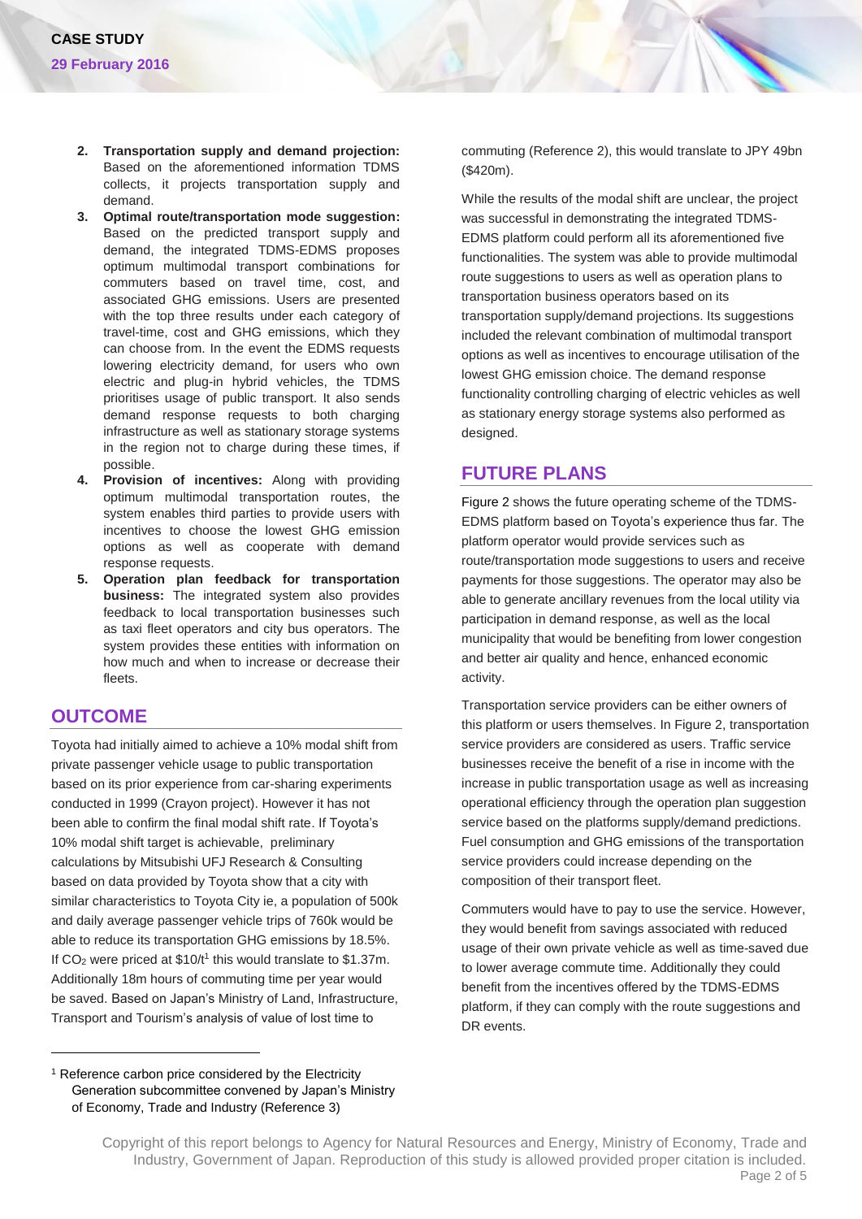2. **Transportation supply and demand projection:** Based on the aforementioned information TDMS collects, it projects transportation supply and demand.
3. **Optimal route/transportation mode suggestion:** Based on the predicted transport supply and demand, the integrated TDMS-EDMS proposes optimum multimodal transport combinations for commuters based on travel time, cost, and associated GHG emissions. Users are presented with the top three results under each category of travel-time, cost and GHG emissions, which they can choose from. In the event the EDMS requests lowering electricity demand, for users who own electric and plug-in hybrid vehicles, the TDMS prioritises usage of public transport. It also sends demand response requests to both charging infrastructure as well as stationary storage systems in the region not to charge during these times, if possible.
4. **Provision of incentives:** Along with providing optimum multimodal transportation routes, the system enables third parties to provide users with incentives to choose the lowest GHG emission options as well as cooperate with demand response requests.
5. **Operation plan feedback for transportation business:** The integrated system also provides feedback to local transportation businesses such as taxi fleet operators and city bus operators. The system provides these entities with information on how much and when to increase or decrease their fleets.

## OUTCOME

Toyota had initially aimed to achieve a 10% modal shift from private passenger vehicle usage to public transportation based on its prior experience from car-sharing experiments conducted in 1999 (Crayon project). However it has not been able to confirm the final modal shift rate. If Toyota's 10% modal shift target is achievable, preliminary calculations by Mitsubishi UFJ Research & Consulting based on data provided by Toyota show that a city with similar characteristics to Toyota City ie, a population of 500k and daily average passenger vehicle trips of 760k would be able to reduce its transportation GHG emissions by 18.5%. If $CO_2$ were priced at \$10/t[1] this would translate to \$1.37m. Additionally 18m hours of commuting time per year would be saved. Based on Japan's Ministry of Land, Infrastructure, Transport and Tourism's analysis of value of lost time to commuting (Reference 2), this would translate to JPY 49bn (\$420m).

While the results of the modal shift are unclear, the project was successful in demonstrating the integrated TDMS-EDMS platform could perform all its aforementioned five functionalities. The system was able to provide multimodal route suggestions to users as well as operation plans to transportation business operators based on its transportation supply/demand projections. Its suggestions included the relevant combination of multimodal transport options as well as incentives to encourage utilisation of the lowest GHG emission choice. The demand response functionality controlling charging of electric vehicles as well as stationary energy storage systems also performed as designed.

## FUTURE PLANS

Figure 2 shows the future operating scheme of the TDMS-EDMS platform based on Toyota's experience thus far. The platform operator would provide services such as route/transportation mode suggestions to users and receive payments for those suggestions. The operator may also be able to generate ancillary revenues from the local utility via participation in demand response, as well as the local municipality that would be benefiting from lower congestion and better air quality and hence, enhanced economic activity.

Transportation service providers can be either owners of this platform or users themselves. In Figure 2, transportation service providers are considered as users. Traffic service businesses receive the benefit of a rise in income with the increase in public transportation usage as well as increasing operational efficiency through the operation plan suggestion service based on the platforms supply/demand predictions. Fuel consumption and GHG emissions of the transportation service providers could increase depending on the composition of their transport fleet.

Commuters would have to pay to use the service. However, they would benefit from savings associated with reduced usage of their own private vehicle as well as time-saved due to lower average commute time. Additionally they could benefit from the incentives offered by the TDMS-EDMS platform, if they can comply with the route suggestions and DR events.

---

[1] Reference carbon price considered by the Electricity Generation subcommittee convened by Japan's Ministry of Economy, Trade and Industry (Reference 3)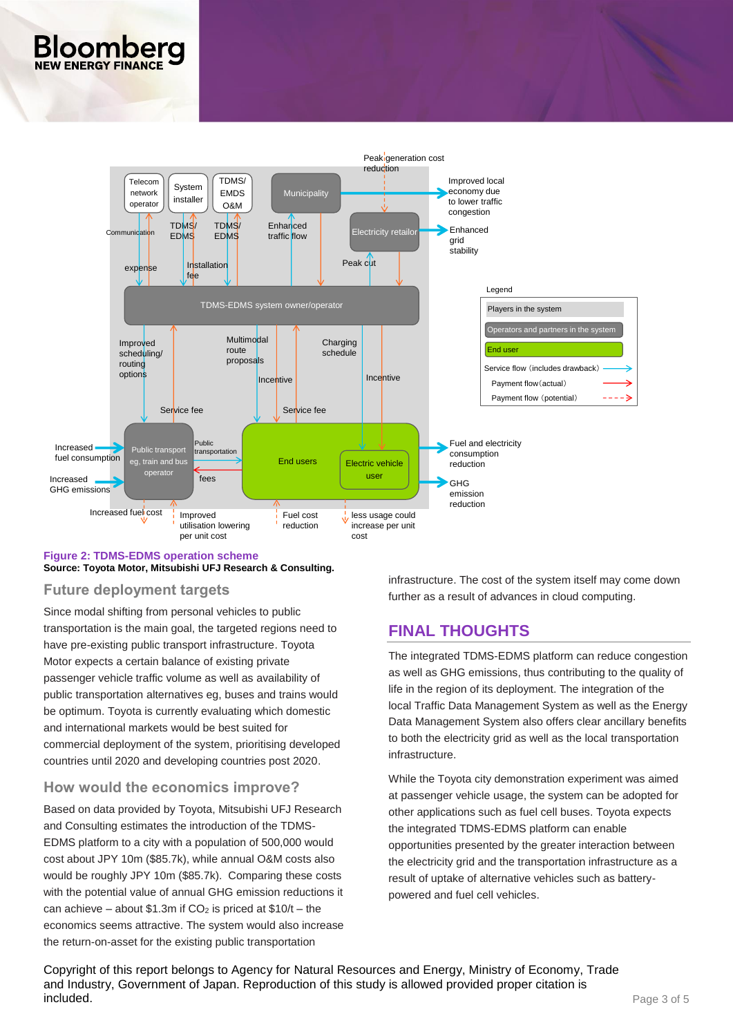**Figure 2: TDMS-EDMS operation scheme**
**Source: Toyota Motor, Mitsubishi UFJ Research & Consulting.**

### Future deployment targets

Since modal shifting from personal vehicles to public transportation is the main goal, the targeted regions need to have pre-existing public transport infrastructure. Toyota Motor expects a certain balance of existing private passenger vehicle traffic volume as well as availability of public transportation alternatives eg, buses and trains would be optimum. Toyota is currently evaluating which domestic and international markets would be best suited for commercial deployment of the system, prioritising developed countries until 2020 and developing countries post 2020.

### How would the economics improve?

Based on data provided by Toyota, Mitsubishi UFJ Research and Consulting estimates the introduction of the TDMS-EDMS platform to a city with a population of 500,000 would cost about JPY 10m ($85.7k), while annual O&M costs also would be roughly JPY 10m ($85.7k). Comparing these costs with the potential value of annual GHG emission reductions it can achieve – about $1.3m if $CO_2$ is priced at $10/t – the economics seems attractive. The system would also increase the return-on-asset for the existing public transportation infrastructure. The cost of the system itself may come down further as a result of advances in cloud computing.

## FINAL THOUGHTS

The integrated TDMS-EDMS platform can reduce congestion as well as GHG emissions, thus contributing to the quality of life in the region of its deployment. The integration of the local Traffic Data Management System as well as the Energy Data Management System also offers clear ancillary benefits to both the electricity grid as well as the local transportation infrastructure.

While the Toyota city demonstration experiment was aimed at passenger vehicle usage, the system can be adopted for other applications such as fuel cell buses. Toyota expects the integrated TDMS-EDMS platform can enable opportunities presented by the greater interaction between the electricity grid and the transportation infrastructure as a result of uptake of alternative vehicles such as battery-powered and fuel cell vehicles.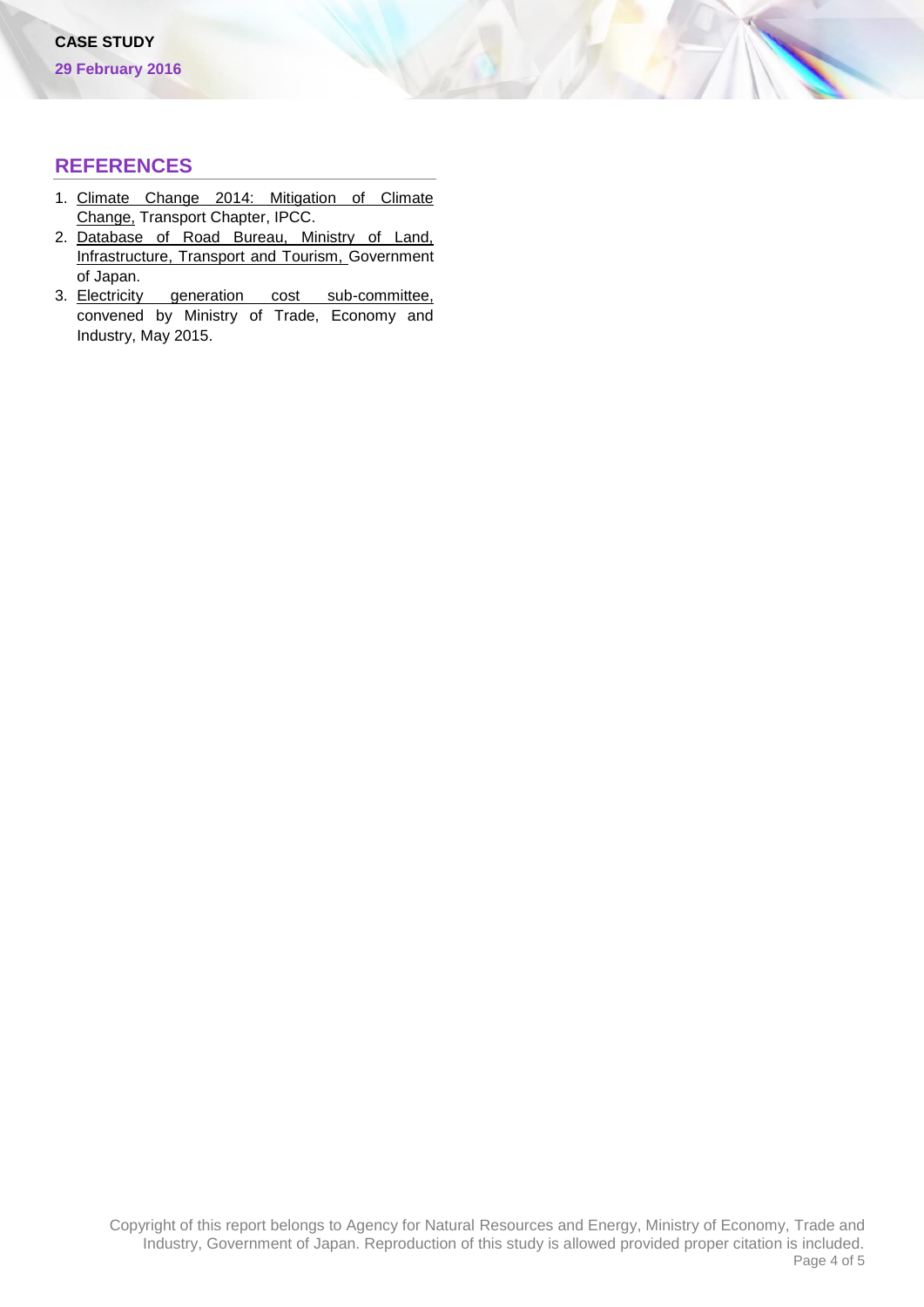## REFERENCES

1. Climate Change 2014: Mitigation of Climate Change, Transport Chapter, IPCC.
2. Database of Road Bureau, Ministry of Land, Infrastructure, Transport and Tourism, Government of Japan.
3. Electricity generation cost sub-committee, convened by Ministry of Trade, Economy and Industry, May 2015.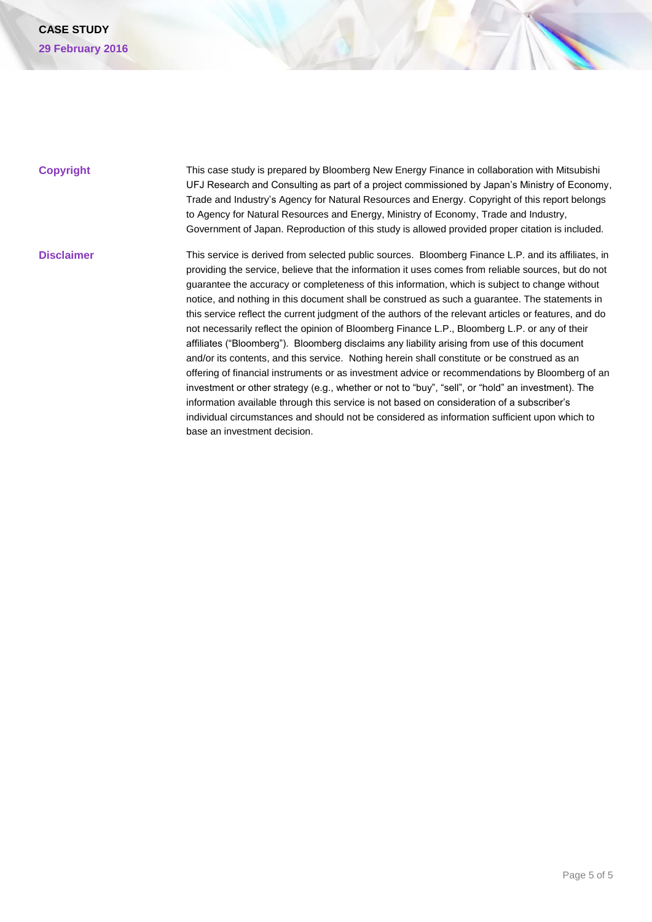## Copyright

This case study is prepared by Bloomberg New Energy Finance in collaboration with Mitsubishi UFJ Research and Consulting as part of a project commissioned by Japan's Ministry of Economy, Trade and Industry's Agency for Natural Resources and Energy. Copyright of this report belongs to Agency for Natural Resources and Energy, Ministry of Economy, Trade and Industry, Government of Japan. Reproduction of this study is allowed provided proper citation is included.

## Disclaimer

This service is derived from selected public sources. Bloomberg Finance L.P. and its affiliates, in providing the service, believe that the information it uses comes from reliable sources, but do not guarantee the accuracy or completeness of this information, which is subject to change without notice, and nothing in this document shall be construed as such a guarantee. The statements in this service reflect the current judgment of the authors of the relevant articles or features, and do not necessarily reflect the opinion of Bloomberg Finance L.P., Bloomberg L.P. or any of their affiliates ("Bloomberg"). Bloomberg disclaims any liability arising from use of this document and/or its contents, and this service. Nothing herein shall constitute or be construed as an offering of financial instruments or as investment advice or recommendations by Bloomberg of an investment or other strategy (e.g., whether or not to "buy", "sell", or "hold" an investment). The information available through this service is not based on consideration of a subscriber's individual circumstances and should not be considered as information sufficient upon which to base an investment decision.